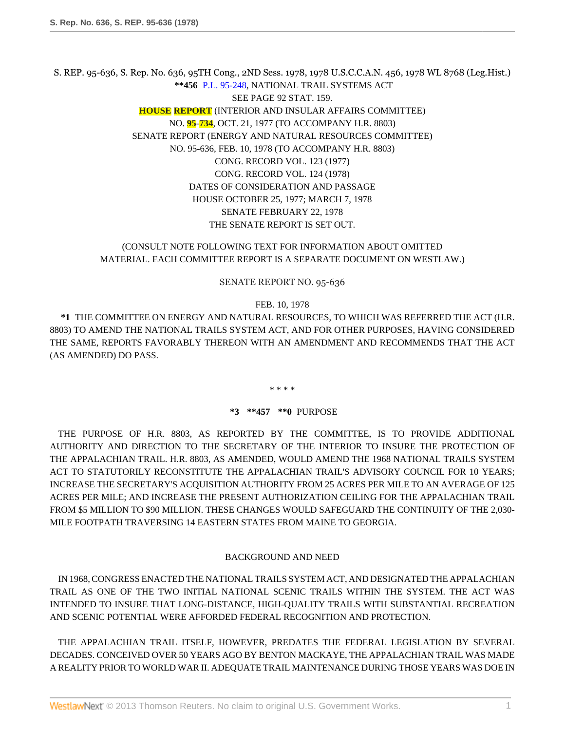S. REP. 95-636, S. Rep. No. 636, 95TH Cong., 2ND Sess. 1978, 1978 U.S.C.C.A.N. 456, 1978 WL 8768 (Leg.Hist.)

**\*\*456** P.L. 95-248, NATIONAL TRAIL SYSTEMS ACT

SEE PAGE 92 STAT. 159.

**HOUSE REPORT** (INTERIOR AND INSULAR AFFAIRS COMMITTEE)

NO. **95-734**, OCT. 21, 1977 (TO ACCOMPANY H.R. 8803)

SENATE REPORT (ENERGY AND NATURAL RESOURCES COMMITTEE)

NO. 95-636, FEB. 10, 1978 (TO ACCOMPANY H.R. 8803)

CONG. RECORD VOL. 123 (1977)

CONG. RECORD VOL. 124 (1978)

DATES OF CONSIDERATION AND PASSAGE

HOUSE OCTOBER 25, 1977; MARCH 7, 1978

SENATE FEBRUARY 22, 1978

THE SENATE REPORT IS SET OUT.

(CONSULT NOTE FOLLOWING TEXT FOR INFORMATION ABOUT OMITTED MATERIAL. EACH COMMITTEE REPORT IS A SEPARATE DOCUMENT ON WESTLAW.)

SENATE REPORT NO. 95-636

FEB. 10, 1978

**\*1** THE COMMITTEE ON ENERGY AND NATURAL RESOURCES, TO WHICH WAS REFERRED THE ACT (H.R. 8803) TO AMEND THE NATIONAL TRAILS SYSTEM ACT, AND FOR OTHER PURPOSES, HAVING CONSIDERED THE SAME, REPORTS FAVORABLY THEREON WITH AN AMENDMENT AND RECOMMENDS THAT THE ACT (AS AMENDED) DO PASS.

\* \* \* \*

**\*3 \*\*457 \*\*0** PURPOSE

THE PURPOSE OF H.R. 8803, AS REPORTED BY THE COMMITTEE, IS TO PROVIDE ADDITIONAL AUTHORITY AND DIRECTION TO THE SECRETARY OF THE INTERIOR TO INSURE THE PROTECTION OF THE APPALACHIAN TRAIL. H.R. 8803, AS AMENDED, WOULD AMEND THE 1968 NATIONAL TRAILS SYSTEM ACT TO STATUTORILY RECONSTITUTE THE APPALACHIAN TRAIL'S ADVISORY COUNCIL FOR 10 YEARS; INCREASE THE SECRETARY'S ACQUISITION AUTHORITY FROM 25 ACRES PER MILE TO AN AVERAGE OF 125 ACRES PER MILE; AND INCREASE THE PRESENT AUTHORIZATION CEILING FOR THE APPALACHIAN TRAIL FROM $5 MILLION TO $90 MILLION. THESE CHANGES WOULD SAFEGUARD THE CONTINUITY OF THE 2,030-MILE FOOTPATH TRAVERSING 14 EASTERN STATES FROM MAINE TO GEORGIA.

BACKGROUND AND NEED

IN 1968, CONGRESS ENACTED THE NATIONAL TRAILS SYSTEM ACT, AND DESIGNATED THE APPALACHIAN TRAIL AS ONE OF THE TWO INITIAL NATIONAL SCENIC TRAILS WITHIN THE SYSTEM. THE ACT WAS INTENDED TO INSURE THAT LONG-DISTANCE, HIGH-QUALITY TRAILS WITH SUBSTANTIAL RECREATION AND SCENIC POTENTIAL WERE AFFORDED FEDERAL RECOGNITION AND PROTECTION.

THE APPALACHIAN TRAIL ITSELF, HOWEVER, PREDATES THE FEDERAL LEGISLATION BY SEVERAL DECADES. CONCEIVED OVER 50 YEARS AGO BY BENTON MACKAYE, THE APPALACHIAN TRAIL WAS MADE A REALITY PRIOR TO WORLD WAR II. ADEQUATE TRAIL MAINTENANCE DURING THOSE YEARS WAS DOE IN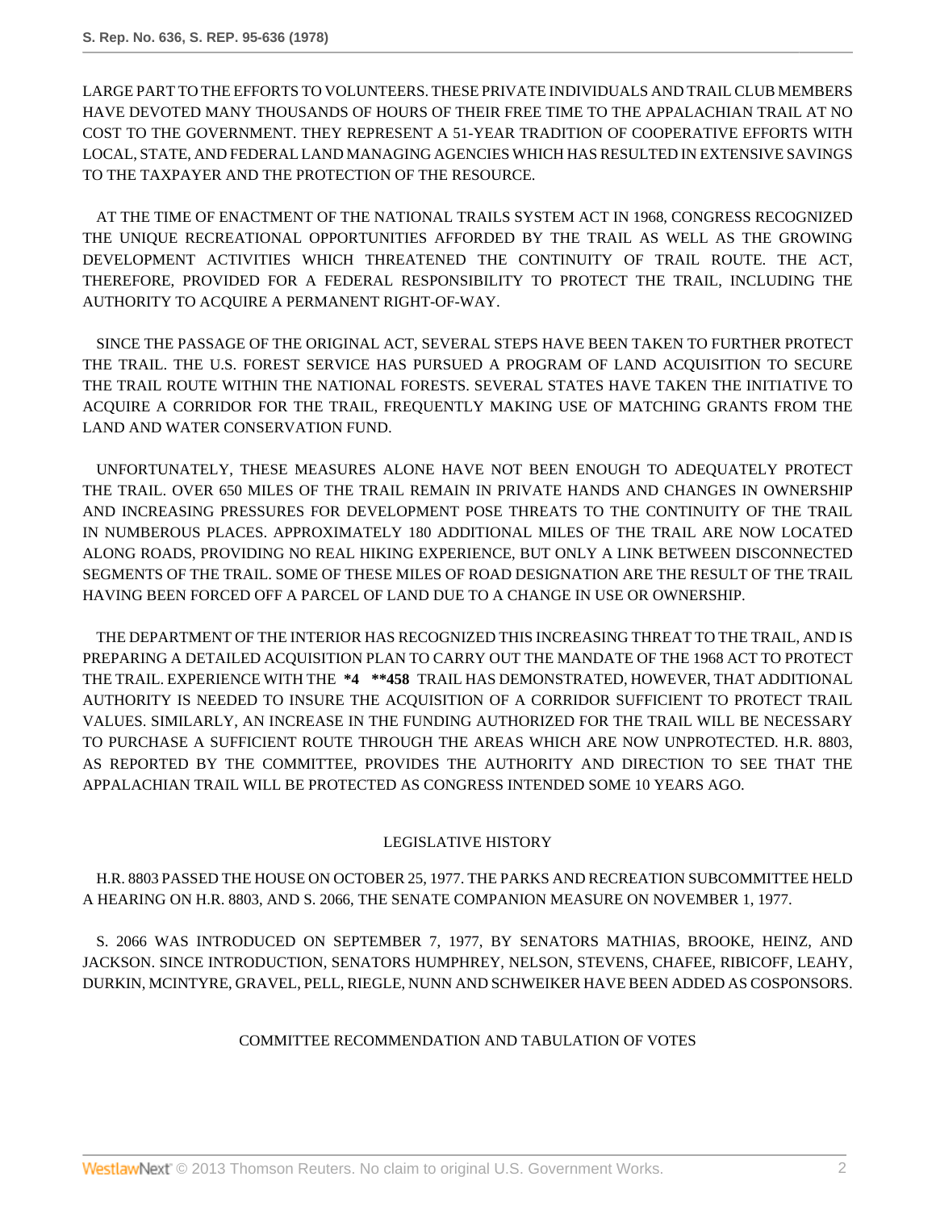LARGE PART TO THE EFFORTS TO VOLUNTEERS. THESE PRIVATE INDIVIDUALS AND TRAIL CLUB MEMBERS HAVE DEVOTED MANY THOUSANDS OF HOURS OF THEIR FREE TIME TO THE APPALACHIAN TRAIL AT NO COST TO THE GOVERNMENT. THEY REPRESENT A 51-YEAR TRADITION OF COOPERATIVE EFFORTS WITH LOCAL, STATE, AND FEDERAL LAND MANAGING AGENCIES WHICH HAS RESULTED IN EXTENSIVE SAVINGS TO THE TAXPAYER AND THE PROTECTION OF THE RESOURCE.

AT THE TIME OF ENACTMENT OF THE NATIONAL TRAILS SYSTEM ACT IN 1968, CONGRESS RECOGNIZED THE UNIQUE RECREATIONAL OPPORTUNITIES AFFORDED BY THE TRAIL AS WELL AS THE GROWING DEVELOPMENT ACTIVITIES WHICH THREATENED THE CONTINUITY OF TRAIL ROUTE. THE ACT, THEREFORE, PROVIDED FOR A FEDERAL RESPONSIBILITY TO PROTECT THE TRAIL, INCLUDING THE AUTHORITY TO ACQUIRE A PERMANENT RIGHT-OF-WAY.

SINCE THE PASSAGE OF THE ORIGINAL ACT, SEVERAL STEPS HAVE BEEN TAKEN TO FURTHER PROTECT THE TRAIL. THE U.S. FOREST SERVICE HAS PURSUED A PROGRAM OF LAND ACQUISITION TO SECURE THE TRAIL ROUTE WITHIN THE NATIONAL FORESTS. SEVERAL STATES HAVE TAKEN THE INITIATIVE TO ACQUIRE A CORRIDOR FOR THE TRAIL, FREQUENTLY MAKING USE OF MATCHING GRANTS FROM THE LAND AND WATER CONSERVATION FUND.

UNFORTUNATELY, THESE MEASURES ALONE HAVE NOT BEEN ENOUGH TO ADEQUATELY PROTECT THE TRAIL. OVER 650 MILES OF THE TRAIL REMAIN IN PRIVATE HANDS AND CHANGES IN OWNERSHIP AND INCREASING PRESSURES FOR DEVELOPMENT POSE THREATS TO THE CONTINUITY OF THE TRAIL IN NUMBEROUS PLACES. APPROXIMATELY 180 ADDITIONAL MILES OF THE TRAIL ARE NOW LOCATED ALONG ROADS, PROVIDING NO REAL HIKING EXPERIENCE, BUT ONLY A LINK BETWEEN DISCONNECTED SEGMENTS OF THE TRAIL. SOME OF THESE MILES OF ROAD DESIGNATION ARE THE RESULT OF THE TRAIL HAVING BEEN FORCED OFF A PARCEL OF LAND DUE TO A CHANGE IN USE OR OWNERSHIP.

THE DEPARTMENT OF THE INTERIOR HAS RECOGNIZED THIS INCREASING THREAT TO THE TRAIL, AND IS PREPARING A DETAILED ACQUISITION PLAN TO CARRY OUT THE MANDATE OF THE 1968 ACT TO PROTECT THE TRAIL. EXPERIENCE WITH THE **\*4 \*\*458** TRAIL HAS DEMONSTRATED, HOWEVER, THAT ADDITIONAL AUTHORITY IS NEEDED TO INSURE THE ACQUISITION OF A CORRIDOR SUFFICIENT TO PROTECT TRAIL VALUES. SIMILARLY, AN INCREASE IN THE FUNDING AUTHORIZED FOR THE TRAIL WILL BE NECESSARY TO PURCHASE A SUFFICIENT ROUTE THROUGH THE AREAS WHICH ARE NOW UNPROTECTED. H.R. 8803, AS REPORTED BY THE COMMITTEE, PROVIDES THE AUTHORITY AND DIRECTION TO SEE THAT THE APPALACHIAN TRAIL WILL BE PROTECTED AS CONGRESS INTENDED SOME 10 YEARS AGO.

## LEGISLATIVE HISTORY

H.R. 8803 PASSED THE HOUSE ON OCTOBER 25, 1977. THE PARKS AND RECREATION SUBCOMMITTEE HELD A HEARING ON H.R. 8803, AND S. 2066, THE SENATE COMPANION MEASURE ON NOVEMBER 1, 1977.

S. 2066 WAS INTRODUCED ON SEPTEMBER 7, 1977, BY SENATORS MATHIAS, BROOKE, HEINZ, AND JACKSON. SINCE INTRODUCTION, SENATORS HUMPHREY, NELSON, STEVENS, CHAFEE, RIBICOFF, LEAHY, DURKIN, MCINTYRE, GRAVEL, PELL, RIEGLE, NUNN AND SCHWEIKER HAVE BEEN ADDED AS COSPONSORS.

## COMMITTEE RECOMMENDATION AND TABULATION OF VOTES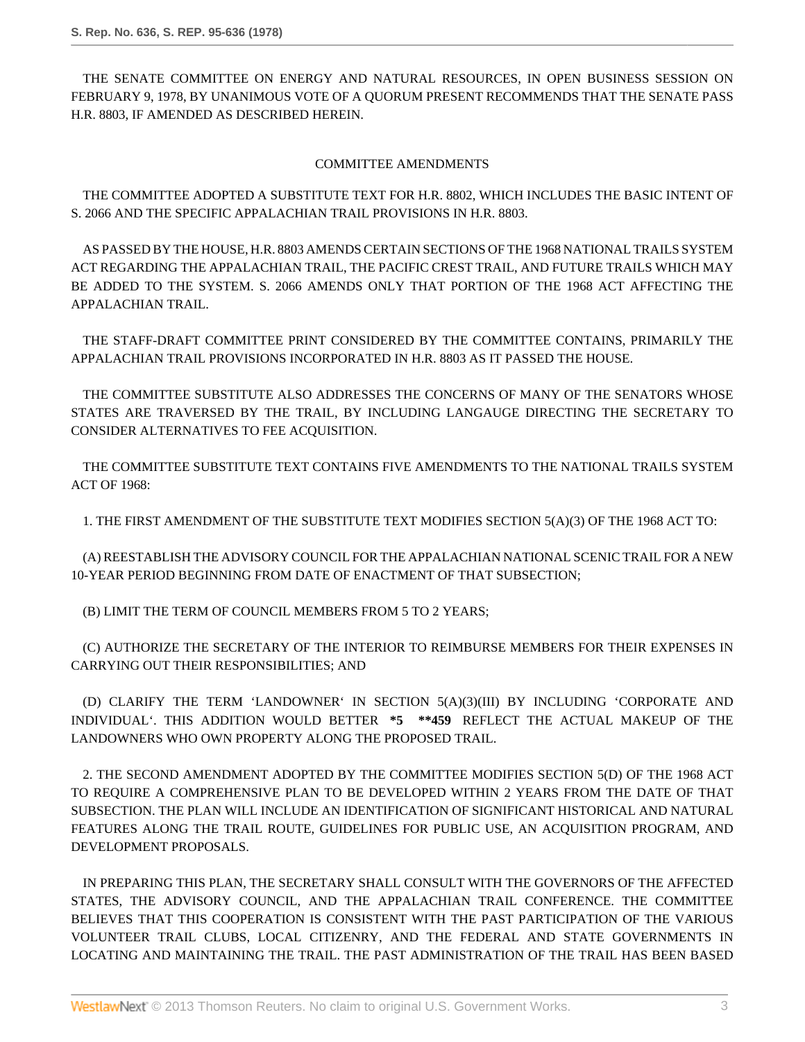THE SENATE COMMITTEE ON ENERGY AND NATURAL RESOURCES, IN OPEN BUSINESS SESSION ON FEBRUARY 9, 1978, BY UNANIMOUS VOTE OF A QUORUM PRESENT RECOMMENDS THAT THE SENATE PASS H.R. 8803, IF AMENDED AS DESCRIBED HEREIN.

COMMITTEE AMENDMENTS

THE COMMITTEE ADOPTED A SUBSTITUTE TEXT FOR H.R. 8802, WHICH INCLUDES THE BASIC INTENT OF S. 2066 AND THE SPECIFIC APPALACHIAN TRAIL PROVISIONS IN H.R. 8803.

AS PASSED BY THE HOUSE, H.R. 8803 AMENDS CERTAIN SECTIONS OF THE 1968 NATIONAL TRAILS SYSTEM ACT REGARDING THE APPALACHIAN TRAIL, THE PACIFIC CREST TRAIL, AND FUTURE TRAILS WHICH MAY BE ADDED TO THE SYSTEM. S. 2066 AMENDS ONLY THAT PORTION OF THE 1968 ACT AFFECTING THE APPALACHIAN TRAIL.

THE STAFF-DRAFT COMMITTEE PRINT CONSIDERED BY THE COMMITTEE CONTAINS, PRIMARILY THE APPALACHIAN TRAIL PROVISIONS INCORPORATED IN H.R. 8803 AS IT PASSED THE HOUSE.

THE COMMITTEE SUBSTITUTE ALSO ADDRESSES THE CONCERNS OF MANY OF THE SENATORS WHOSE STATES ARE TRAVERSED BY THE TRAIL, BY INCLUDING LANGAUGE DIRECTING THE SECRETARY TO CONSIDER ALTERNATIVES TO FEE ACQUISITION.

THE COMMITTEE SUBSTITUTE TEXT CONTAINS FIVE AMENDMENTS TO THE NATIONAL TRAILS SYSTEM ACT OF 1968:

1. THE FIRST AMENDMENT OF THE SUBSTITUTE TEXT MODIFIES SECTION 5(A)(3) OF THE 1968 ACT TO:

(A) REESTABLISH THE ADVISORY COUNCIL FOR THE APPALACHIAN NATIONAL SCENIC TRAIL FOR A NEW 10-YEAR PERIOD BEGINNING FROM DATE OF ENACTMENT OF THAT SUBSECTION;

(B) LIMIT THE TERM OF COUNCIL MEMBERS FROM 5 TO 2 YEARS;

(C) AUTHORIZE THE SECRETARY OF THE INTERIOR TO REIMBURSE MEMBERS FOR THEIR EXPENSES IN CARRYING OUT THEIR RESPONSIBILITIES; AND

(D) CLARIFY THE TERM 'LANDOWNER' IN SECTION 5(A)(3)(III) BY INCLUDING 'CORPORATE AND INDIVIDUAL'. THIS ADDITION WOULD BETTER **\*5 \*\*459** REFLECT THE ACTUAL MAKEUP OF THE LANDOWNERS WHO OWN PROPERTY ALONG THE PROPOSED TRAIL.

2. THE SECOND AMENDMENT ADOPTED BY THE COMMITTEE MODIFIES SECTION 5(D) OF THE 1968 ACT TO REQUIRE A COMPREHENSIVE PLAN TO BE DEVELOPED WITHIN 2 YEARS FROM THE DATE OF THAT SUBSECTION. THE PLAN WILL INCLUDE AN IDENTIFICATION OF SIGNIFICANT HISTORICAL AND NATURAL FEATURES ALONG THE TRAIL ROUTE, GUIDELINES FOR PUBLIC USE, AN ACQUISITION PROGRAM, AND DEVELOPMENT PROPOSALS.

IN PREPARING THIS PLAN, THE SECRETARY SHALL CONSULT WITH THE GOVERNORS OF THE AFFECTED STATES, THE ADVISORY COUNCIL, AND THE APPALACHIAN TRAIL CONFERENCE. THE COMMITTEE BELIEVES THAT THIS COOPERATION IS CONSISTENT WITH THE PAST PARTICIPATION OF THE VARIOUS VOLUNTEER TRAIL CLUBS, LOCAL CITIZENRY, AND THE FEDERAL AND STATE GOVERNMENTS IN LOCATING AND MAINTAINING THE TRAIL. THE PAST ADMINISTRATION OF THE TRAIL HAS BEEN BASED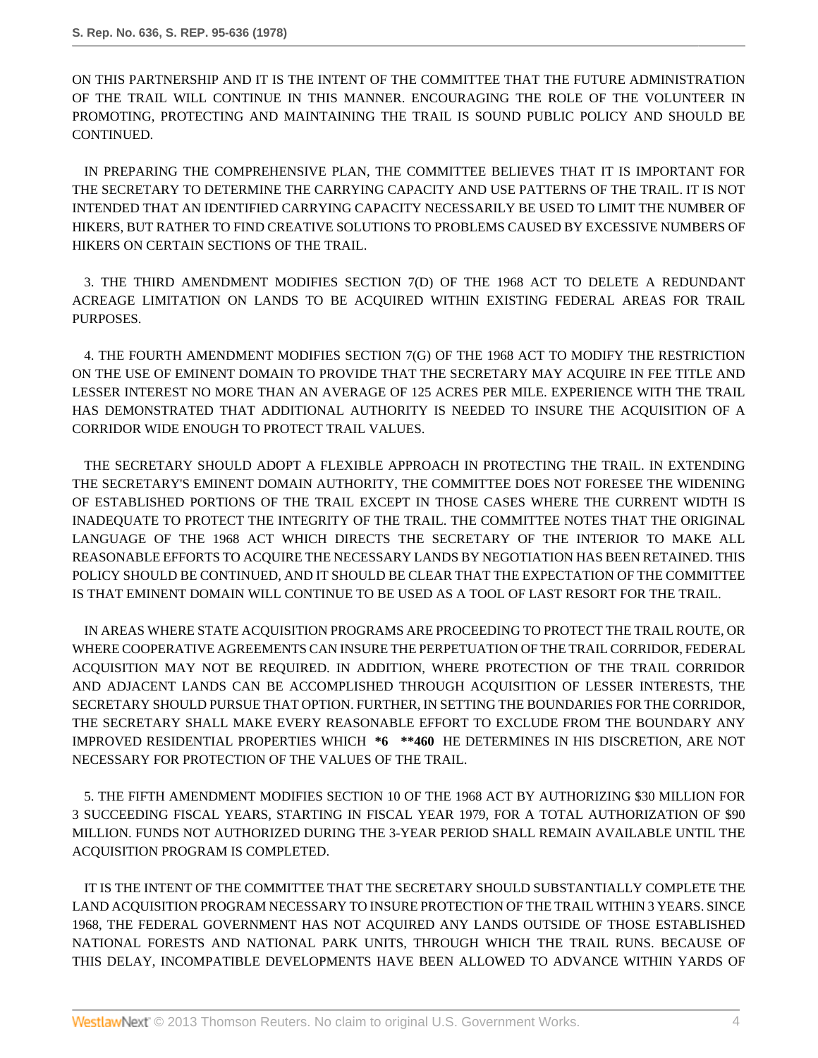ON THIS PARTNERSHIP AND IT IS THE INTENT OF THE COMMITTEE THAT THE FUTURE ADMINISTRATION OF THE TRAIL WILL CONTINUE IN THIS MANNER. ENCOURAGING THE ROLE OF THE VOLUNTEER IN PROMOTING, PROTECTING AND MAINTAINING THE TRAIL IS SOUND PUBLIC POLICY AND SHOULD BE CONTINUED.

IN PREPARING THE COMPREHENSIVE PLAN, THE COMMITTEE BELIEVES THAT IT IS IMPORTANT FOR THE SECRETARY TO DETERMINE THE CARRYING CAPACITY AND USE PATTERNS OF THE TRAIL. IT IS NOT INTENDED THAT AN IDENTIFIED CARRYING CAPACITY NECESSARILY BE USED TO LIMIT THE NUMBER OF HIKERS, BUT RATHER TO FIND CREATIVE SOLUTIONS TO PROBLEMS CAUSED BY EXCESSIVE NUMBERS OF HIKERS ON CERTAIN SECTIONS OF THE TRAIL.

3. THE THIRD AMENDMENT MODIFIES SECTION 7(D) OF THE 1968 ACT TO DELETE A REDUNDANT ACREAGE LIMITATION ON LANDS TO BE ACQUIRED WITHIN EXISTING FEDERAL AREAS FOR TRAIL PURPOSES.

4. THE FOURTH AMENDMENT MODIFIES SECTION 7(G) OF THE 1968 ACT TO MODIFY THE RESTRICTION ON THE USE OF EMINENT DOMAIN TO PROVIDE THAT THE SECRETARY MAY ACQUIRE IN FEE TITLE AND LESSER INTEREST NO MORE THAN AN AVERAGE OF 125 ACRES PER MILE. EXPERIENCE WITH THE TRAIL HAS DEMONSTRATED THAT ADDITIONAL AUTHORITY IS NEEDED TO INSURE THE ACQUISITION OF A CORRIDOR WIDE ENOUGH TO PROTECT TRAIL VALUES.

THE SECRETARY SHOULD ADOPT A FLEXIBLE APPROACH IN PROTECTING THE TRAIL. IN EXTENDING THE SECRETARY'S EMINENT DOMAIN AUTHORITY, THE COMMITTEE DOES NOT FORESEE THE WIDENING OF ESTABLISHED PORTIONS OF THE TRAIL EXCEPT IN THOSE CASES WHERE THE CURRENT WIDTH IS INADEQUATE TO PROTECT THE INTEGRITY OF THE TRAIL. THE COMMITTEE NOTES THAT THE ORIGINAL LANGUAGE OF THE 1968 ACT WHICH DIRECTS THE SECRETARY OF THE INTERIOR TO MAKE ALL REASONABLE EFFORTS TO ACQUIRE THE NECESSARY LANDS BY NEGOTIATION HAS BEEN RETAINED. THIS POLICY SHOULD BE CONTINUED, AND IT SHOULD BE CLEAR THAT THE EXPECTATION OF THE COMMITTEE IS THAT EMINENT DOMAIN WILL CONTINUE TO BE USED AS A TOOL OF LAST RESORT FOR THE TRAIL.

IN AREAS WHERE STATE ACQUISITION PROGRAMS ARE PROCEEDING TO PROTECT THE TRAIL ROUTE, OR WHERE COOPERATIVE AGREEMENTS CAN INSURE THE PERPETUATION OF THE TRAIL CORRIDOR, FEDERAL ACQUISITION MAY NOT BE REQUIRED. IN ADDITION, WHERE PROTECTION OF THE TRAIL CORRIDOR AND ADJACENT LANDS CAN BE ACCOMPLISHED THROUGH ACQUISITION OF LESSER INTERESTS, THE SECRETARY SHOULD PURSUE THAT OPTION. FURTHER, IN SETTING THE BOUNDARIES FOR THE CORRIDOR, THE SECRETARY SHALL MAKE EVERY REASONABLE EFFORT TO EXCLUDE FROM THE BOUNDARY ANY IMPROVED RESIDENTIAL PROPERTIES WHICH **\*6 \*\*460** HE DETERMINES IN HIS DISCRETION, ARE NOT NECESSARY FOR PROTECTION OF THE VALUES OF THE TRAIL.

5. THE FIFTH AMENDMENT MODIFIES SECTION 10 OF THE 1968 ACT BY AUTHORIZING $30 MILLION FOR 3 SUCCEEDING FISCAL YEARS, STARTING IN FISCAL YEAR 1979, FOR A TOTAL AUTHORIZATION OF $90 MILLION. FUNDS NOT AUTHORIZED DURING THE 3-YEAR PERIOD SHALL REMAIN AVAILABLE UNTIL THE ACQUISITION PROGRAM IS COMPLETED.

IT IS THE INTENT OF THE COMMITTEE THAT THE SECRETARY SHOULD SUBSTANTIALLY COMPLETE THE LAND ACQUISITION PROGRAM NECESSARY TO INSURE PROTECTION OF THE TRAIL WITHIN 3 YEARS. SINCE 1968, THE FEDERAL GOVERNMENT HAS NOT ACQUIRED ANY LANDS OUTSIDE OF THOSE ESTABLISHED NATIONAL FORESTS AND NATIONAL PARK UNITS, THROUGH WHICH THE TRAIL RUNS. BECAUSE OF THIS DELAY, INCOMPATIBLE DEVELOPMENTS HAVE BEEN ALLOWED TO ADVANCE WITHIN YARDS OF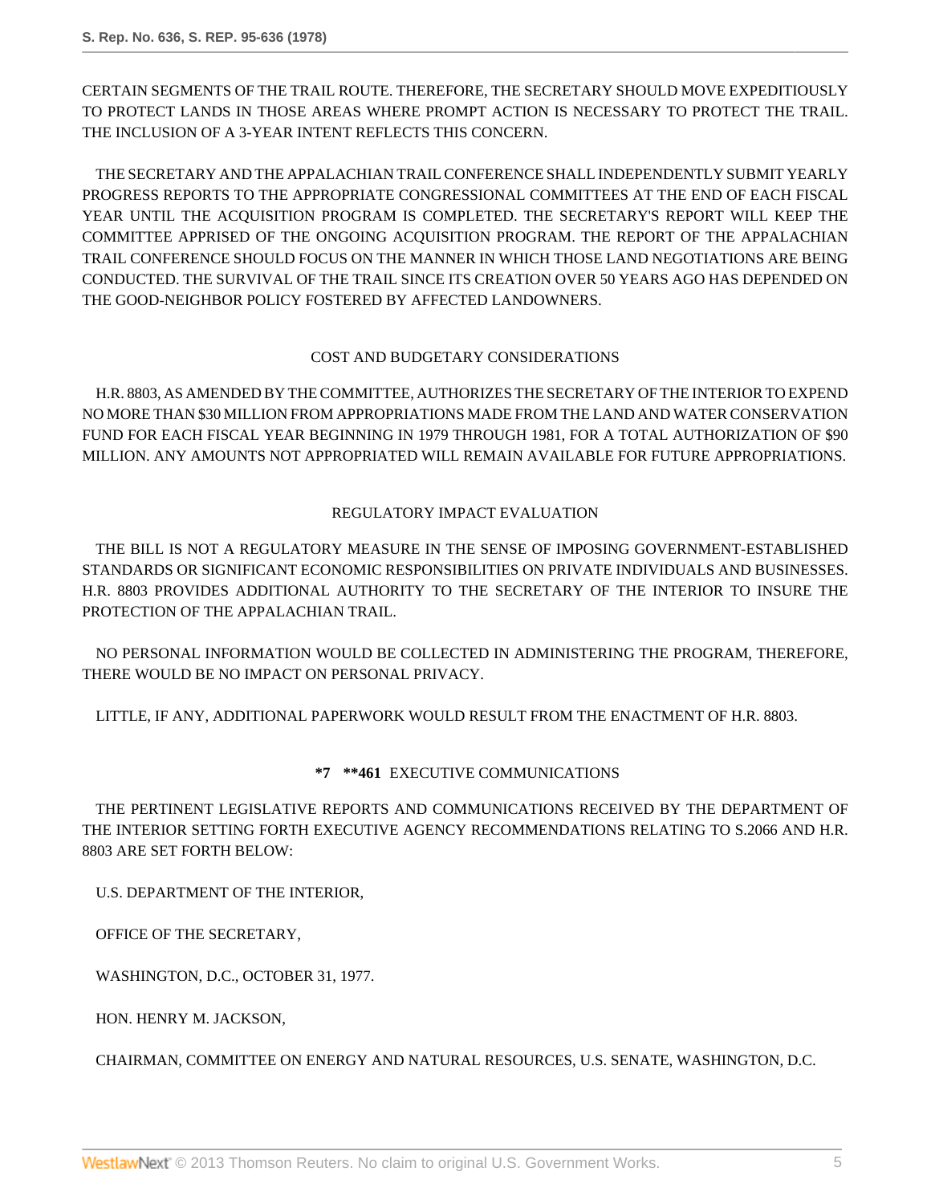CERTAIN SEGMENTS OF THE TRAIL ROUTE. THEREFORE, THE SECRETARY SHOULD MOVE EXPEDITIOUSLY TO PROTECT LANDS IN THOSE AREAS WHERE PROMPT ACTION IS NECESSARY TO PROTECT THE TRAIL. THE INCLUSION OF A 3-YEAR INTENT REFLECTS THIS CONCERN.

THE SECRETARY AND THE APPALACHIAN TRAIL CONFERENCE SHALL INDEPENDENTLY SUBMIT YEARLY PROGRESS REPORTS TO THE APPROPRIATE CONGRESSIONAL COMMITTEES AT THE END OF EACH FISCAL YEAR UNTIL THE ACQUISITION PROGRAM IS COMPLETED. THE SECRETARY'S REPORT WILL KEEP THE COMMITTEE APPRISED OF THE ONGOING ACQUISITION PROGRAM. THE REPORT OF THE APPALACHIAN TRAIL CONFERENCE SHOULD FOCUS ON THE MANNER IN WHICH THOSE LAND NEGOTIATIONS ARE BEING CONDUCTED. THE SURVIVAL OF THE TRAIL SINCE ITS CREATION OVER 50 YEARS AGO HAS DEPENDED ON THE GOOD-NEIGHBOR POLICY FOSTERED BY AFFECTED LANDOWNERS.

## COST AND BUDGETARY CONSIDERATIONS

H.R. 8803, AS AMENDED BY THE COMMITTEE, AUTHORIZES THE SECRETARY OF THE INTERIOR TO EXPEND NO MORE THAN $30 MILLION FROM APPROPRIATIONS MADE FROM THE LAND AND WATER CONSERVATION FUND FOR EACH FISCAL YEAR BEGINNING IN 1979 THROUGH 1981, FOR A TOTAL AUTHORIZATION OF $90 MILLION. ANY AMOUNTS NOT APPROPRIATED WILL REMAIN AVAILABLE FOR FUTURE APPROPRIATIONS.

## REGULATORY IMPACT EVALUATION

THE BILL IS NOT A REGULATORY MEASURE IN THE SENSE OF IMPOSING GOVERNMENT-ESTABLISHED STANDARDS OR SIGNIFICANT ECONOMIC RESPONSIBILITIES ON PRIVATE INDIVIDUALS AND BUSINESSES. H.R. 8803 PROVIDES ADDITIONAL AUTHORITY TO THE SECRETARY OF THE INTERIOR TO INSURE THE PROTECTION OF THE APPALACHIAN TRAIL.

NO PERSONAL INFORMATION WOULD BE COLLECTED IN ADMINISTERING THE PROGRAM, THEREFORE, THERE WOULD BE NO IMPACT ON PERSONAL PRIVACY.

LITTLE, IF ANY, ADDITIONAL PAPERWORK WOULD RESULT FROM THE ENACTMENT OF H.R. 8803.

## **\*7 \*\*461** EXECUTIVE COMMUNICATIONS

THE PERTINENT LEGISLATIVE REPORTS AND COMMUNICATIONS RECEIVED BY THE DEPARTMENT OF THE INTERIOR SETTING FORTH EXECUTIVE AGENCY RECOMMENDATIONS RELATING TO S.2066 AND H.R. 8803 ARE SET FORTH BELOW:

U.S. DEPARTMENT OF THE INTERIOR,

OFFICE OF THE SECRETARY,

WASHINGTON, D.C., OCTOBER 31, 1977.

HON. HENRY M. JACKSON,

CHAIRMAN, COMMITTEE ON ENERGY AND NATURAL RESOURCES, U.S. SENATE, WASHINGTON, D.C.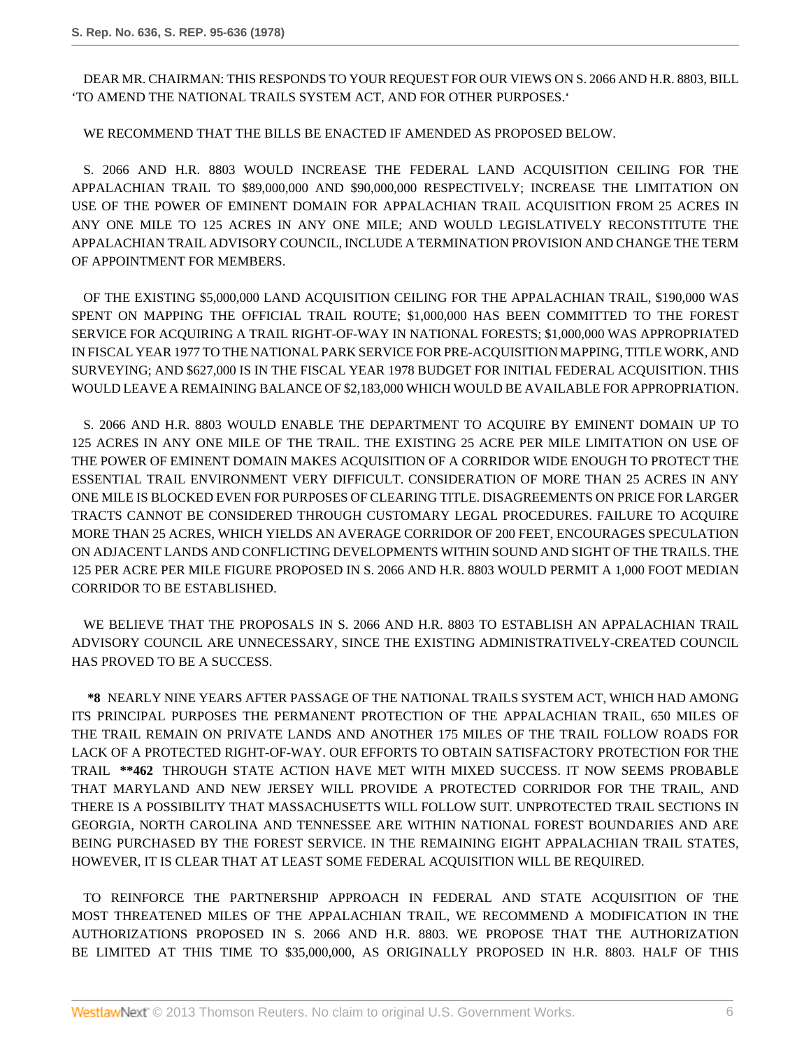DEAR MR. CHAIRMAN: THIS RESPONDS TO YOUR REQUEST FOR OUR VIEWS ON S. 2066 AND H.R. 8803, BILL 'TO AMEND THE NATIONAL TRAILS SYSTEM ACT, AND FOR OTHER PURPOSES.'

WE RECOMMEND THAT THE BILLS BE ENACTED IF AMENDED AS PROPOSED BELOW.

S. 2066 AND H.R. 8803 WOULD INCREASE THE FEDERAL LAND ACQUISITION CEILING FOR THE APPALACHIAN TRAIL TO $89,000,000 AND $90,000,000 RESPECTIVELY; INCREASE THE LIMITATION ON USE OF THE POWER OF EMINENT DOMAIN FOR APPALACHIAN TRAIL ACQUISITION FROM 25 ACRES IN ANY ONE MILE TO 125 ACRES IN ANY ONE MILE; AND WOULD LEGISLATIVELY RECONSTITUTE THE APPALACHIAN TRAIL ADVISORY COUNCIL, INCLUDE A TERMINATION PROVISION AND CHANGE THE TERM OF APPOINTMENT FOR MEMBERS.

OF THE EXISTING $5,000,000 LAND ACQUISITION CEILING FOR THE APPALACHIAN TRAIL, $190,000 WAS SPENT ON MAPPING THE OFFICIAL TRAIL ROUTE; $1,000,000 HAS BEEN COMMITTED TO THE FOREST SERVICE FOR ACQUIRING A TRAIL RIGHT-OF-WAY IN NATIONAL FORESTS; $1,000,000 WAS APPROPRIATED IN FISCAL YEAR 1977 TO THE NATIONAL PARK SERVICE FOR PRE-ACQUISITION MAPPING, TITLE WORK, AND SURVEYING; AND $627,000 IS IN THE FISCAL YEAR 1978 BUDGET FOR INITIAL FEDERAL ACQUISITION. THIS WOULD LEAVE A REMAINING BALANCE OF $2,183,000 WHICH WOULD BE AVAILABLE FOR APPROPRIATION.

S. 2066 AND H.R. 8803 WOULD ENABLE THE DEPARTMENT TO ACQUIRE BY EMINENT DOMAIN UP TO 125 ACRES IN ANY ONE MILE OF THE TRAIL. THE EXISTING 25 ACRE PER MILE LIMITATION ON USE OF THE POWER OF EMINENT DOMAIN MAKES ACQUISITION OF A CORRIDOR WIDE ENOUGH TO PROTECT THE ESSENTIAL TRAIL ENVIRONMENT VERY DIFFICULT. CONSIDERATION OF MORE THAN 25 ACRES IN ANY ONE MILE IS BLOCKED EVEN FOR PURPOSES OF CLEARING TITLE. DISAGREEMENTS ON PRICE FOR LARGER TRACTS CANNOT BE CONSIDERED THROUGH CUSTOMARY LEGAL PROCEDURES. FAILURE TO ACQUIRE MORE THAN 25 ACRES, WHICH YIELDS AN AVERAGE CORRIDOR OF 200 FEET, ENCOURAGES SPECULATION ON ADJACENT LANDS AND CONFLICTING DEVELOPMENTS WITHIN SOUND AND SIGHT OF THE TRAILS. THE 125 PER ACRE PER MILE FIGURE PROPOSED IN S. 2066 AND H.R. 8803 WOULD PERMIT A 1,000 FOOT MEDIAN CORRIDOR TO BE ESTABLISHED.

WE BELIEVE THAT THE PROPOSALS IN S. 2066 AND H.R. 8803 TO ESTABLISH AN APPALACHIAN TRAIL ADVISORY COUNCIL ARE UNNECESSARY, SINCE THE EXISTING ADMINISTRATIVELY-CREATED COUNCIL HAS PROVED TO BE A SUCCESS.

**\*8** NEARLY NINE YEARS AFTER PASSAGE OF THE NATIONAL TRAILS SYSTEM ACT, WHICH HAD AMONG ITS PRINCIPAL PURPOSES THE PERMANENT PROTECTION OF THE APPALACHIAN TRAIL, 650 MILES OF THE TRAIL REMAIN ON PRIVATE LANDS AND ANOTHER 175 MILES OF THE TRAIL FOLLOW ROADS FOR LACK OF A PROTECTED RIGHT-OF-WAY. OUR EFFORTS TO OBTAIN SATISFACTORY PROTECTION FOR THE TRAIL **\*\*462** THROUGH STATE ACTION HAVE MET WITH MIXED SUCCESS. IT NOW SEEMS PROBABLE THAT MARYLAND AND NEW JERSEY WILL PROVIDE A PROTECTED CORRIDOR FOR THE TRAIL, AND THERE IS A POSSIBILITY THAT MASSACHUSETTS WILL FOLLOW SUIT. UNPROTECTED TRAIL SECTIONS IN GEORGIA, NORTH CAROLINA AND TENNESSEE ARE WITHIN NATIONAL FOREST BOUNDARIES AND ARE BEING PURCHASED BY THE FOREST SERVICE. IN THE REMAINING EIGHT APPALACHIAN TRAIL STATES, HOWEVER, IT IS CLEAR THAT AT LEAST SOME FEDERAL ACQUISITION WILL BE REQUIRED.

TO REINFORCE THE PARTNERSHIP APPROACH IN FEDERAL AND STATE ACQUISITION OF THE MOST THREATENED MILES OF THE APPALACHIAN TRAIL, WE RECOMMEND A MODIFICATION IN THE AUTHORIZATIONS PROPOSED IN S. 2066 AND H.R. 8803. WE PROPOSE THAT THE AUTHORIZATION BE LIMITED AT THIS TIME TO $35,000,000, AS ORIGINALLY PROPOSED IN H.R. 8803. HALF OF THIS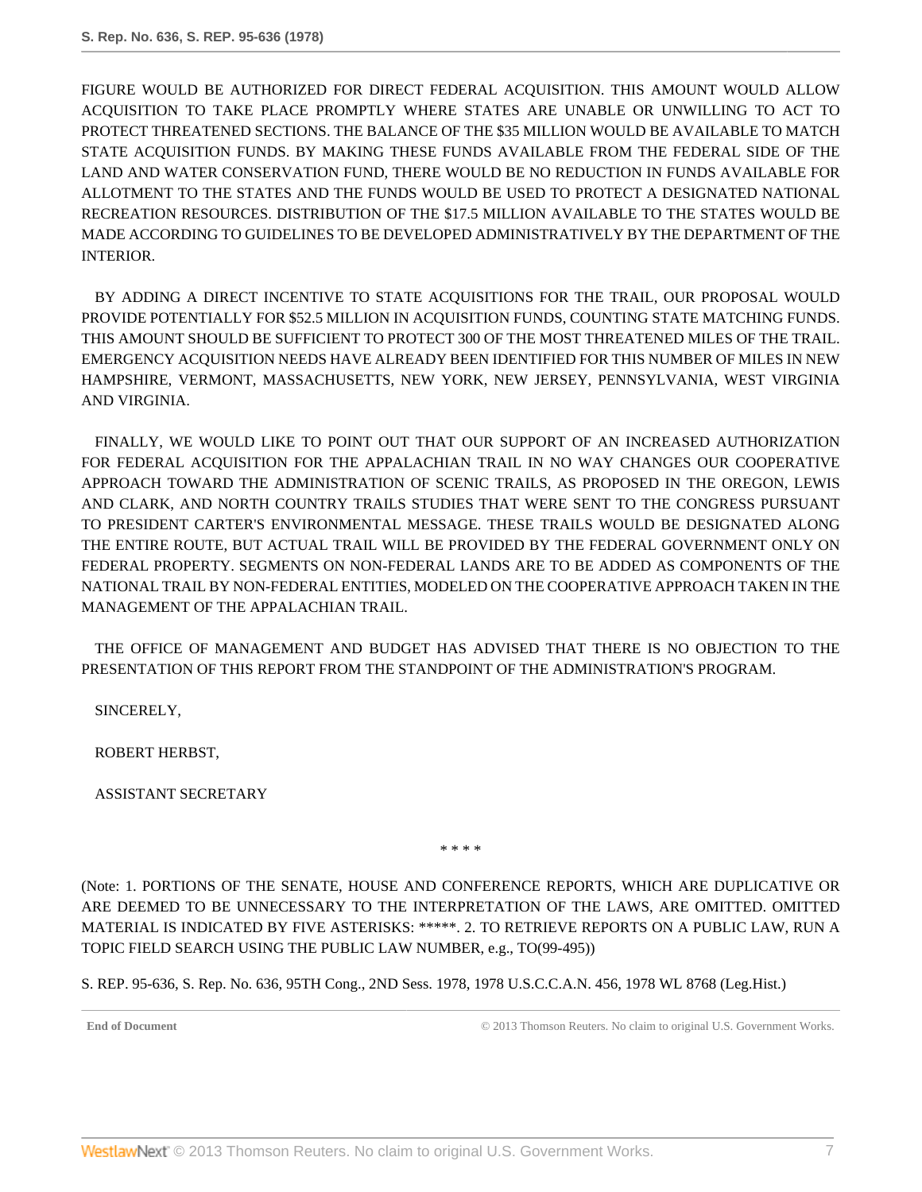FIGURE WOULD BE AUTHORIZED FOR DIRECT FEDERAL ACQUISITION. THIS AMOUNT WOULD ALLOW ACQUISITION TO TAKE PLACE PROMPTLY WHERE STATES ARE UNABLE OR UNWILLING TO ACT TO PROTECT THREATENED SECTIONS. THE BALANCE OF THE $35 MILLION WOULD BE AVAILABLE TO MATCH STATE ACQUISITION FUNDS. BY MAKING THESE FUNDS AVAILABLE FROM THE FEDERAL SIDE OF THE LAND AND WATER CONSERVATION FUND, THERE WOULD BE NO REDUCTION IN FUNDS AVAILABLE FOR ALLOTMENT TO THE STATES AND THE FUNDS WOULD BE USED TO PROTECT A DESIGNATED NATIONAL RECREATION RESOURCES. DISTRIBUTION OF THE $17.5 MILLION AVAILABLE TO THE STATES WOULD BE MADE ACCORDING TO GUIDELINES TO BE DEVELOPED ADMINISTRATIVELY BY THE DEPARTMENT OF THE INTERIOR.

BY ADDING A DIRECT INCENTIVE TO STATE ACQUISITIONS FOR THE TRAIL, OUR PROPOSAL WOULD PROVIDE POTENTIALLY FOR $52.5 MILLION IN ACQUISITION FUNDS, COUNTING STATE MATCHING FUNDS. THIS AMOUNT SHOULD BE SUFFICIENT TO PROTECT 300 OF THE MOST THREATENED MILES OF THE TRAIL. EMERGENCY ACQUISITION NEEDS HAVE ALREADY BEEN IDENTIFIED FOR THIS NUMBER OF MILES IN NEW HAMPSHIRE, VERMONT, MASSACHUSETTS, NEW YORK, NEW JERSEY, PENNSYLVANIA, WEST VIRGINIA AND VIRGINIA.

FINALLY, WE WOULD LIKE TO POINT OUT THAT OUR SUPPORT OF AN INCREASED AUTHORIZATION FOR FEDERAL ACQUISITION FOR THE APPALACHIAN TRAIL IN NO WAY CHANGES OUR COOPERATIVE APPROACH TOWARD THE ADMINISTRATION OF SCENIC TRAILS, AS PROPOSED IN THE OREGON, LEWIS AND CLARK, AND NORTH COUNTRY TRAILS STUDIES THAT WERE SENT TO THE CONGRESS PURSUANT TO PRESIDENT CARTER'S ENVIRONMENTAL MESSAGE. THESE TRAILS WOULD BE DESIGNATED ALONG THE ENTIRE ROUTE, BUT ACTUAL TRAIL WILL BE PROVIDED BY THE FEDERAL GOVERNMENT ONLY ON FEDERAL PROPERTY. SEGMENTS ON NON-FEDERAL LANDS ARE TO BE ADDED AS COMPONENTS OF THE NATIONAL TRAIL BY NON-FEDERAL ENTITIES, MODELED ON THE COOPERATIVE APPROACH TAKEN IN THE MANAGEMENT OF THE APPALACHIAN TRAIL.

THE OFFICE OF MANAGEMENT AND BUDGET HAS ADVISED THAT THERE IS NO OBJECTION TO THE PRESENTATION OF THIS REPORT FROM THE STANDPOINT OF THE ADMINISTRATION'S PROGRAM.

SINCERELY,

ROBERT HERBST,

ASSISTANT SECRETARY

* * * *

(Note: 1. PORTIONS OF THE SENATE, HOUSE AND CONFERENCE REPORTS, WHICH ARE DUPLICATIVE OR ARE DEEMED TO BE UNNECESSARY TO THE INTERPRETATION OF THE LAWS, ARE OMITTED. OMITTED MATERIAL IS INDICATED BY FIVE ASTERISKS: *****. 2. TO RETRIEVE REPORTS ON A PUBLIC LAW, RUN A TOPIC FIELD SEARCH USING THE PUBLIC LAW NUMBER, e.g., TO(99-495))

S. REP. 95-636, S. Rep. No. 636, 95TH Cong., 2ND Sess. 1978, 1978 U.S.C.C.A.N. 456, 1978 WL 8768 (Leg.Hist.)

**End of Document** © 2013 Thomson Reuters. No claim to original U.S. Government Works.